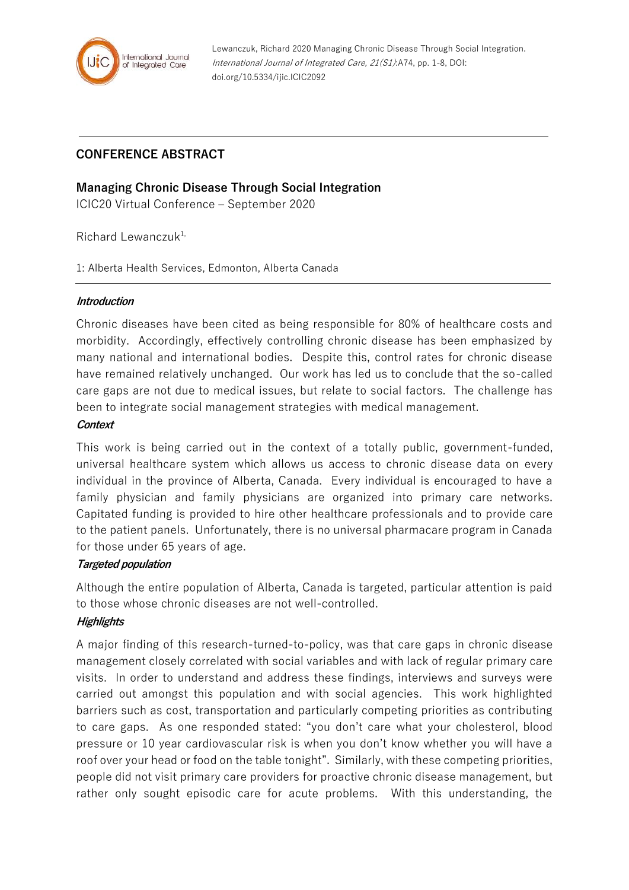Lewanczuk, Richard 2020 Managing Chronic Disease Through Social Integration. *International Journal of Integrated Care, 21(S1)*:A74, pp. 1-8, DOI: doi.org/10.5334/ijic.ICIC2092

## CONFERENCE ABSTRACT

## Managing Chronic Disease Through Social Integration

ICIC20 Virtual Conference – September 2020

Richard Lewanczuk[1,]

1: Alberta Health Services, Edmonton, Alberta Canada

### *Introduction*

Chronic diseases have been cited as being responsible for 80% of healthcare costs and morbidity. Accordingly, effectively controlling chronic disease has been emphasized by many national and international bodies. Despite this, control rates for chronic disease have remained relatively unchanged. Our work has led us to conclude that the so-called care gaps are not due to medical issues, but relate to social factors. The challenge has been to integrate social management strategies with medical management.

### *Context*

This work is being carried out in the context of a totally public, government-funded, universal healthcare system which allows us access to chronic disease data on every individual in the province of Alberta, Canada. Every individual is encouraged to have a family physician and family physicians are organized into primary care networks. Capitated funding is provided to hire other healthcare professionals and to provide care to the patient panels. Unfortunately, there is no universal pharmacare program in Canada for those under 65 years of age.

### *Targeted population*

Although the entire population of Alberta, Canada is targeted, particular attention is paid to those whose chronic diseases are not well-controlled.

### *Highlights*

A major finding of this research-turned-to-policy, was that care gaps in chronic disease management closely correlated with social variables and with lack of regular primary care visits. In order to understand and address these findings, interviews and surveys were carried out amongst this population and with social agencies. This work highlighted barriers such as cost, transportation and particularly competing priorities as contributing to care gaps. As one responded stated: "you don't care what your cholesterol, blood pressure or 10 year cardiovascular risk is when you don't know whether you will have a roof over your head or food on the table tonight". Similarly, with these competing priorities, people did not visit primary care providers for proactive chronic disease management, but rather only sought episodic care for acute problems. With this understanding, the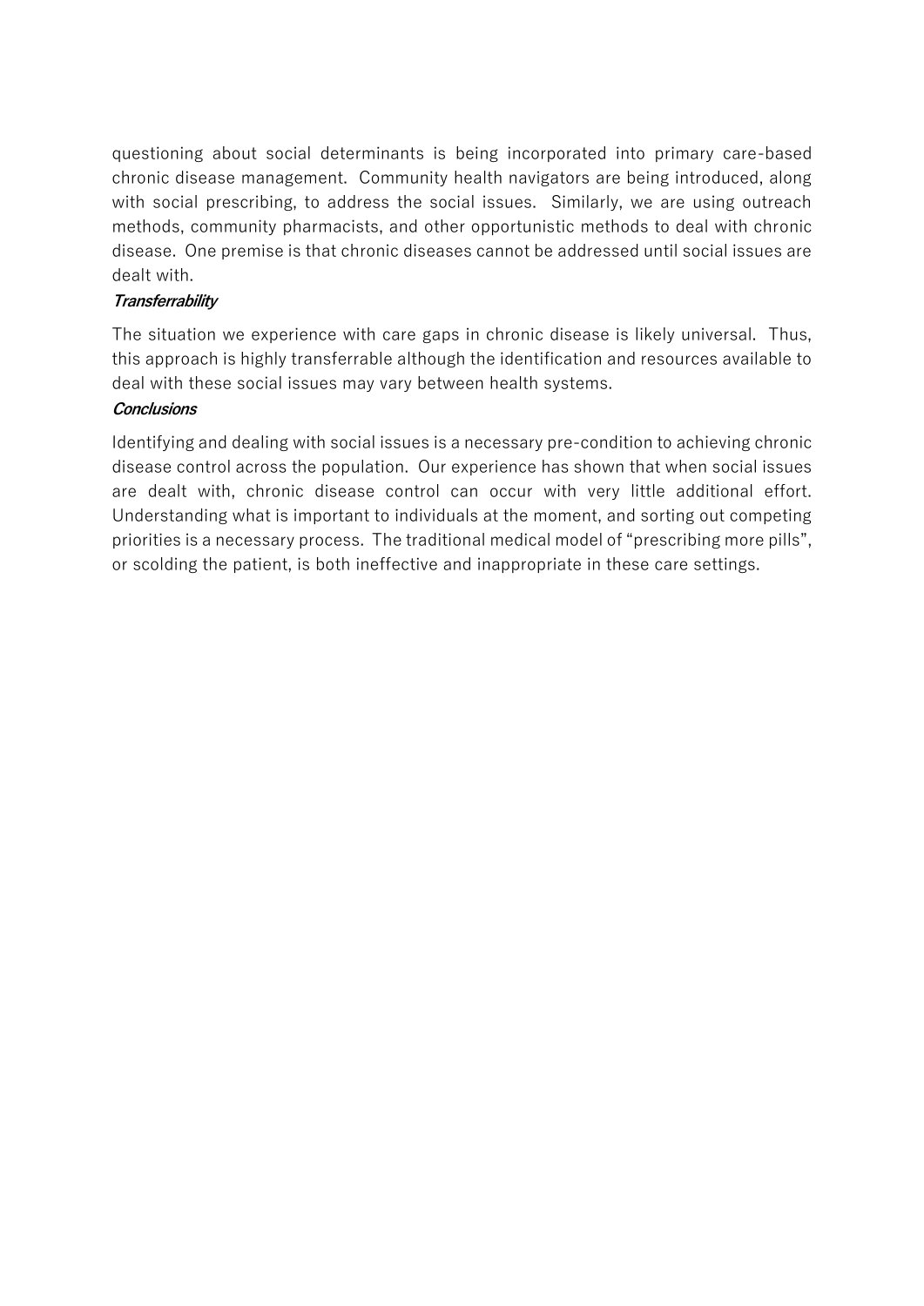questioning about social determinants is being incorporated into primary care-based chronic disease management. Community health navigators are being introduced, along with social prescribing, to address the social issues. Similarly, we are using outreach methods, community pharmacists, and other opportunistic methods to deal with chronic disease. One premise is that chronic diseases cannot be addressed until social issues are dealt with.

***Transferrability***

The situation we experience with care gaps in chronic disease is likely universal. Thus, this approach is highly transferrable although the identification and resources available to deal with these social issues may vary between health systems.

***Conclusions***

Identifying and dealing with social issues is a necessary pre-condition to achieving chronic disease control across the population. Our experience has shown that when social issues are dealt with, chronic disease control can occur with very little additional effort. Understanding what is important to individuals at the moment, and sorting out competing priorities is a necessary process. The traditional medical model of "prescribing more pills", or scolding the patient, is both ineffective and inappropriate in these care settings.